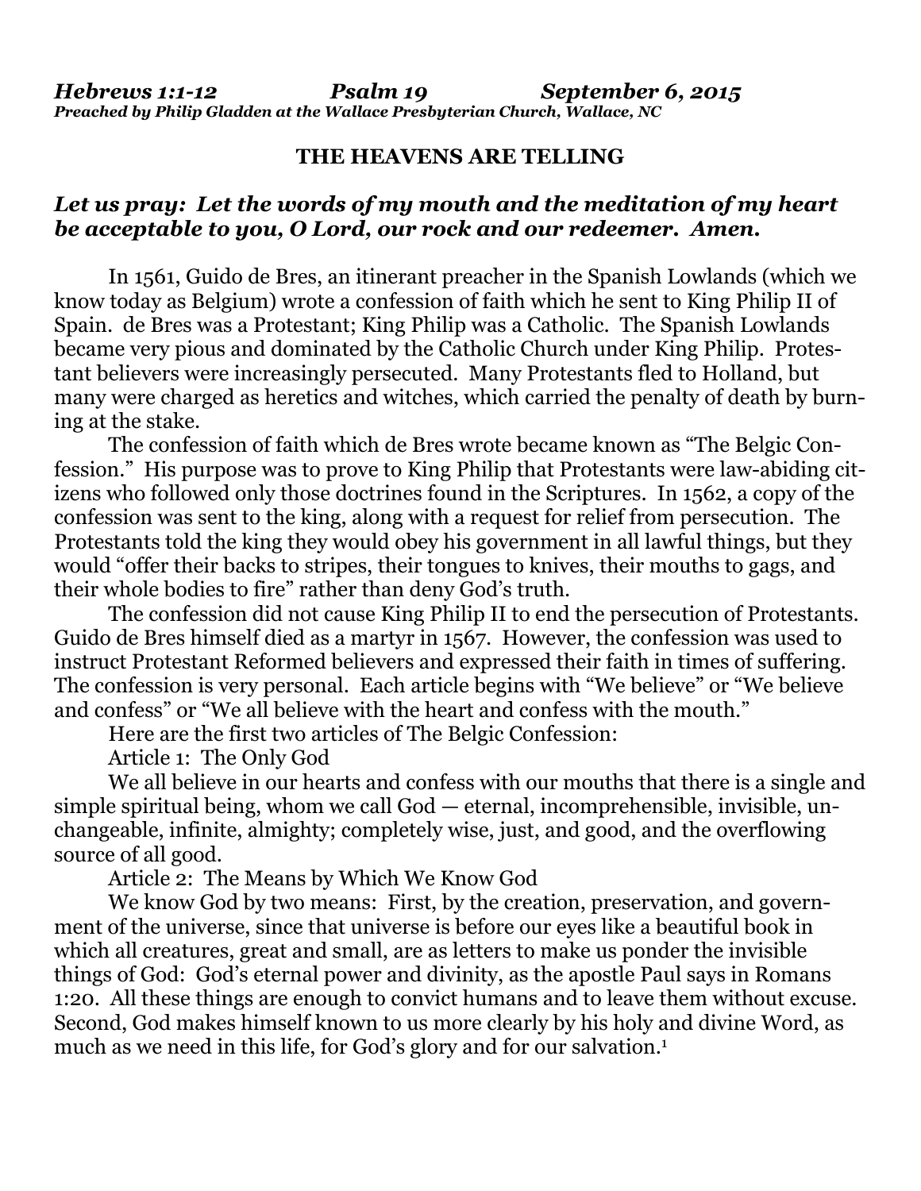***Hebrews 1:1-12 Psalm 19 September 6, 2015***
***Preached by Philip Gladden at the Wallace Presbyterian Church, Wallace, NC***

## THE HEAVENS ARE TELLING

***Let us pray: Let the words of my mouth and the meditation of my heart be acceptable to you, O Lord, our rock and our redeemer. Amen.***

In 1561, Guido de Bres, an itinerant preacher in the Spanish Lowlands (which we know today as Belgium) wrote a confession of faith which he sent to King Philip II of Spain. de Bres was a Protestant; King Philip was a Catholic. The Spanish Lowlands became very pious and dominated by the Catholic Church under King Philip. Protestant believers were increasingly persecuted. Many Protestants fled to Holland, but many were charged as heretics and witches, which carried the penalty of death by burning at the stake.

The confession of faith which de Bres wrote became known as "The Belgic Confession." His purpose was to prove to King Philip that Protestants were law-abiding citizens who followed only those doctrines found in the Scriptures. In 1562, a copy of the confession was sent to the king, along with a request for relief from persecution. The Protestants told the king they would obey his government in all lawful things, but they would "offer their backs to stripes, their tongues to knives, their mouths to gags, and their whole bodies to fire" rather than deny God's truth.

The confession did not cause King Philip II to end the persecution of Protestants. Guido de Bres himself died as a martyr in 1567. However, the confession was used to instruct Protestant Reformed believers and expressed their faith in times of suffering. The confession is very personal. Each article begins with "We believe" or "We believe and confess" or "We all believe with the heart and confess with the mouth."

Here are the first two articles of The Belgic Confession:

Article 1: The Only God

We all believe in our hearts and confess with our mouths that there is a single and simple spiritual being, whom we call God — eternal, incomprehensible, invisible, unchangeable, infinite, almighty; completely wise, just, and good, and the overflowing source of all good.

Article 2: The Means by Which We Know God

We know God by two means: First, by the creation, preservation, and government of the universe, since that universe is before our eyes like a beautiful book in which all creatures, great and small, are as letters to make us ponder the invisible things of God: God's eternal power and divinity, as the apostle Paul says in Romans 1:20. All these things are enough to convict humans and to leave them without excuse. Second, God makes himself known to us more clearly by his holy and divine Word, as much as we need in this life, for God's glory and for our salvation.[1]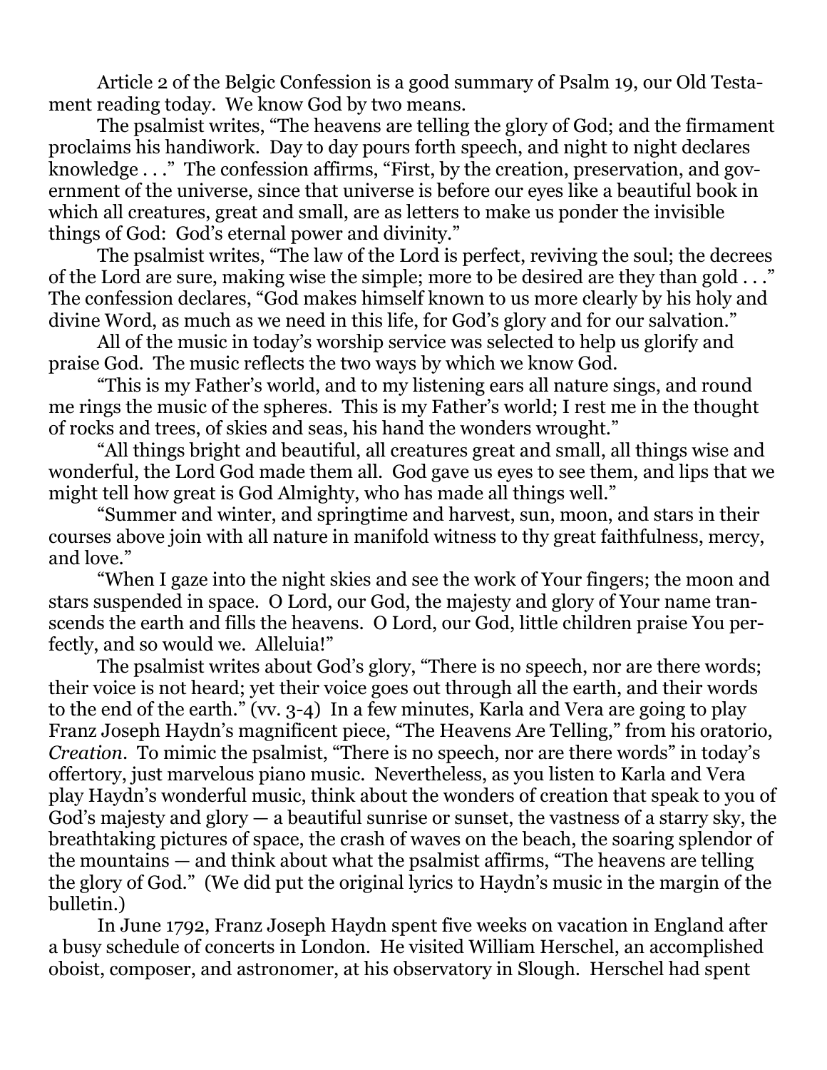Article 2 of the Belgic Confession is a good summary of Psalm 19, our Old Testament reading today. We know God by two means.

The psalmist writes, "The heavens are telling the glory of God; and the firmament proclaims his handiwork. Day to day pours forth speech, and night to night declares knowledge . . ." The confession affirms, "First, by the creation, preservation, and government of the universe, since that universe is before our eyes like a beautiful book in which all creatures, great and small, are as letters to make us ponder the invisible things of God: God's eternal power and divinity."

The psalmist writes, "The law of the Lord is perfect, reviving the soul; the decrees of the Lord are sure, making wise the simple; more to be desired are they than gold . . ." The confession declares, "God makes himself known to us more clearly by his holy and divine Word, as much as we need in this life, for God's glory and for our salvation."

All of the music in today's worship service was selected to help us glorify and praise God. The music reflects the two ways by which we know God.

"This is my Father's world, and to my listening ears all nature sings, and round me rings the music of the spheres. This is my Father's world; I rest me in the thought of rocks and trees, of skies and seas, his hand the wonders wrought."

"All things bright and beautiful, all creatures great and small, all things wise and wonderful, the Lord God made them all. God gave us eyes to see them, and lips that we might tell how great is God Almighty, who has made all things well."

"Summer and winter, and springtime and harvest, sun, moon, and stars in their courses above join with all nature in manifold witness to thy great faithfulness, mercy, and love."

"When I gaze into the night skies and see the work of Your fingers; the moon and stars suspended in space. O Lord, our God, the majesty and glory of Your name transcends the earth and fills the heavens. O Lord, our God, little children praise You perfectly, and so would we. Alleluia!"

The psalmist writes about God's glory, "There is no speech, nor are there words; their voice is not heard; yet their voice goes out through all the earth, and their words to the end of the earth." (vv. 3-4) In a few minutes, Karla and Vera are going to play Franz Joseph Haydn's magnificent piece, "The Heavens Are Telling," from his oratorio, *Creation*. To mimic the psalmist, "There is no speech, nor are there words" in today's offertory, just marvelous piano music. Nevertheless, as you listen to Karla and Vera play Haydn's wonderful music, think about the wonders of creation that speak to you of God's majesty and glory — a beautiful sunrise or sunset, the vastness of a starry sky, the breathtaking pictures of space, the crash of waves on the beach, the soaring splendor of the mountains — and think about what the psalmist affirms, "The heavens are telling the glory of God." (We did put the original lyrics to Haydn's music in the margin of the bulletin.)

In June 1792, Franz Joseph Haydn spent five weeks on vacation in England after a busy schedule of concerts in London. He visited William Herschel, an accomplished oboist, composer, and astronomer, at his observatory in Slough. Herschel had spent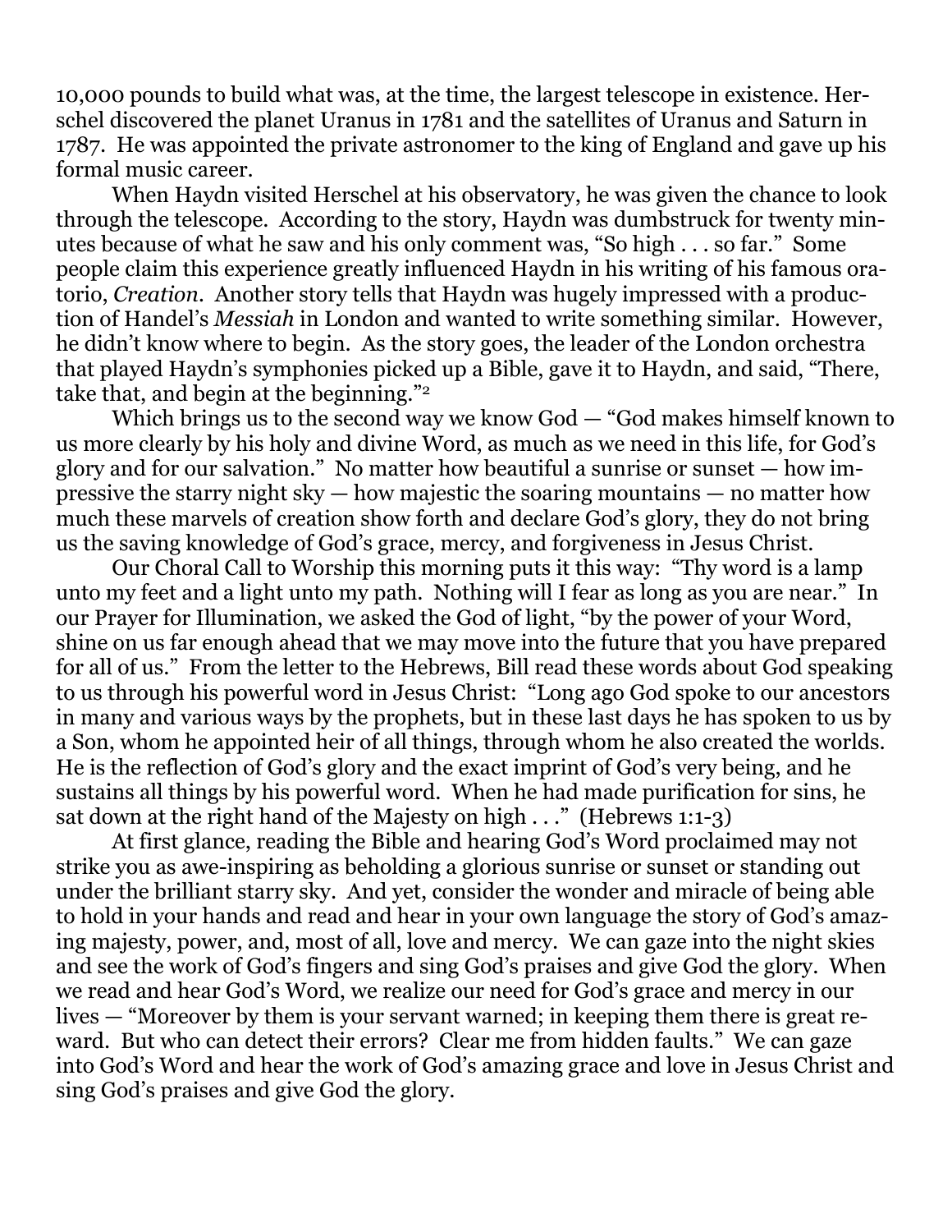10,000 pounds to build what was, at the time, the largest telescope in existence. Herschel discovered the planet Uranus in 1781 and the satellites of Uranus and Saturn in 1787. He was appointed the private astronomer to the king of England and gave up his formal music career.

When Haydn visited Herschel at his observatory, he was given the chance to look through the telescope. According to the story, Haydn was dumbstruck for twenty minutes because of what he saw and his only comment was, "So high . . . so far." Some people claim this experience greatly influenced Haydn in his writing of his famous oratorio, *Creation*. Another story tells that Haydn was hugely impressed with a production of Handel's *Messiah* in London and wanted to write something similar. However, he didn't know where to begin. As the story goes, the leader of the London orchestra that played Haydn's symphonies picked up a Bible, gave it to Haydn, and said, "There, take that, and begin at the beginning."[2]

Which brings us to the second way we know God — "God makes himself known to us more clearly by his holy and divine Word, as much as we need in this life, for God's glory and for our salvation." No matter how beautiful a sunrise or sunset — how impressive the starry night sky — how majestic the soaring mountains — no matter how much these marvels of creation show forth and declare God's glory, they do not bring us the saving knowledge of God's grace, mercy, and forgiveness in Jesus Christ.

Our Choral Call to Worship this morning puts it this way: "Thy word is a lamp unto my feet and a light unto my path. Nothing will I fear as long as you are near." In our Prayer for Illumination, we asked the God of light, "by the power of your Word, shine on us far enough ahead that we may move into the future that you have prepared for all of us." From the letter to the Hebrews, Bill read these words about God speaking to us through his powerful word in Jesus Christ: "Long ago God spoke to our ancestors in many and various ways by the prophets, but in these last days he has spoken to us by a Son, whom he appointed heir of all things, through whom he also created the worlds. He is the reflection of God's glory and the exact imprint of God's very being, and he sustains all things by his powerful word. When he had made purification for sins, he sat down at the right hand of the Majesty on high . . ." (Hebrews 1:1-3)

At first glance, reading the Bible and hearing God's Word proclaimed may not strike you as awe-inspiring as beholding a glorious sunrise or sunset or standing out under the brilliant starry sky. And yet, consider the wonder and miracle of being able to hold in your hands and read and hear in your own language the story of God's amazing majesty, power, and, most of all, love and mercy. We can gaze into the night skies and see the work of God's fingers and sing God's praises and give God the glory. When we read and hear God's Word, we realize our need for God's grace and mercy in our lives — "Moreover by them is your servant warned; in keeping them there is great reward. But who can detect their errors? Clear me from hidden faults." We can gaze into God's Word and hear the work of God's amazing grace and love in Jesus Christ and sing God's praises and give God the glory.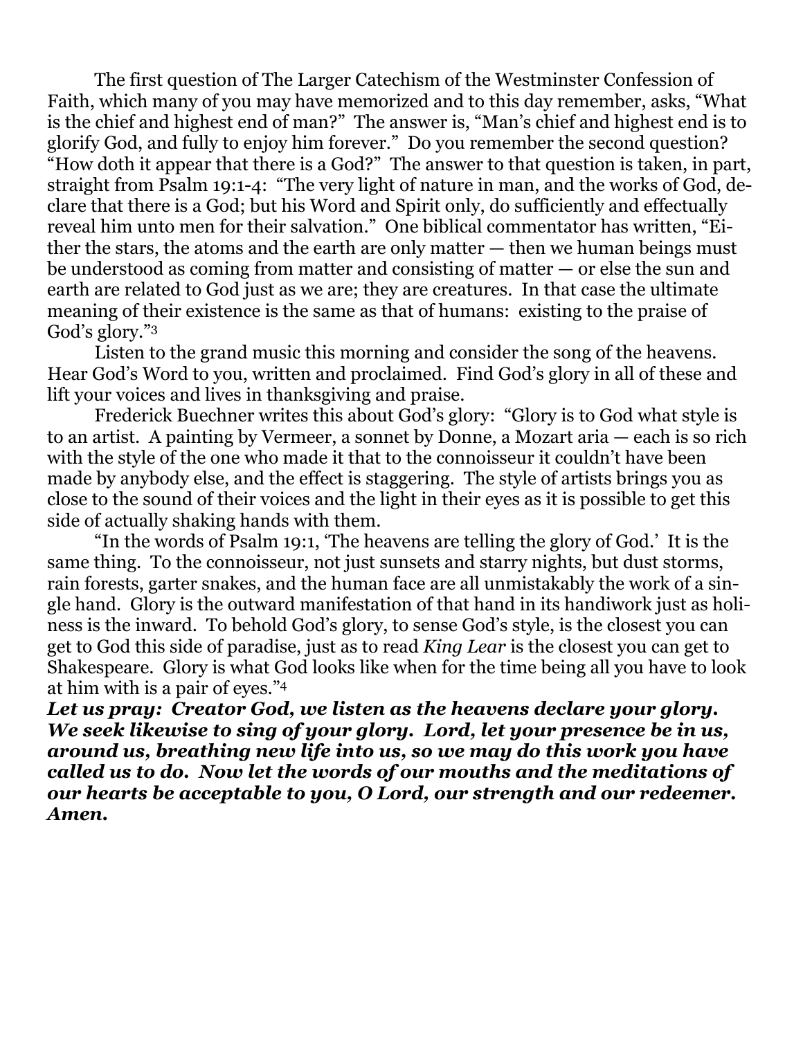The first question of The Larger Catechism of the Westminster Confession of Faith, which many of you may have memorized and to this day remember, asks, "What is the chief and highest end of man?" The answer is, "Man's chief and highest end is to glorify God, and fully to enjoy him forever." Do you remember the second question? "How doth it appear that there is a God?" The answer to that question is taken, in part, straight from Psalm 19:1-4: "The very light of nature in man, and the works of God, declare that there is a God; but his Word and Spirit only, do sufficiently and effectually reveal him unto men for their salvation." One biblical commentator has written, "Either the stars, the atoms and the earth are only matter — then we human beings must be understood as coming from matter and consisting of matter — or else the sun and earth are related to God just as we are; they are creatures. In that case the ultimate meaning of their existence is the same as that of humans: existing to the praise of God's glory."[3]

Listen to the grand music this morning and consider the song of the heavens. Hear God's Word to you, written and proclaimed. Find God's glory in all of these and lift your voices and lives in thanksgiving and praise.

Frederick Buechner writes this about God's glory: "Glory is to God what style is to an artist. A painting by Vermeer, a sonnet by Donne, a Mozart aria — each is so rich with the style of the one who made it that to the connoisseur it couldn't have been made by anybody else, and the effect is staggering. The style of artists brings you as close to the sound of their voices and the light in their eyes as it is possible to get this side of actually shaking hands with them.

"In the words of Psalm 19:1, 'The heavens are telling the glory of God.' It is the same thing. To the connoisseur, not just sunsets and starry nights, but dust storms, rain forests, garter snakes, and the human face are all unmistakably the work of a single hand. Glory is the outward manifestation of that hand in its handiwork just as holiness is the inward. To behold God's glory, to sense God's style, is the closest you can get to God this side of paradise, just as to read *King Lear* is the closest you can get to Shakespeare. Glory is what God looks like when for the time being all you have to look at him with is a pair of eyes."[4]

***Let us pray: Creator God, we listen as the heavens declare your glory. We seek likewise to sing of your glory. Lord, let your presence be in us, around us, breathing new life into us, so we may do this work you have called us to do. Now let the words of our mouths and the meditations of our hearts be acceptable to you, O Lord, our strength and our redeemer. Amen.***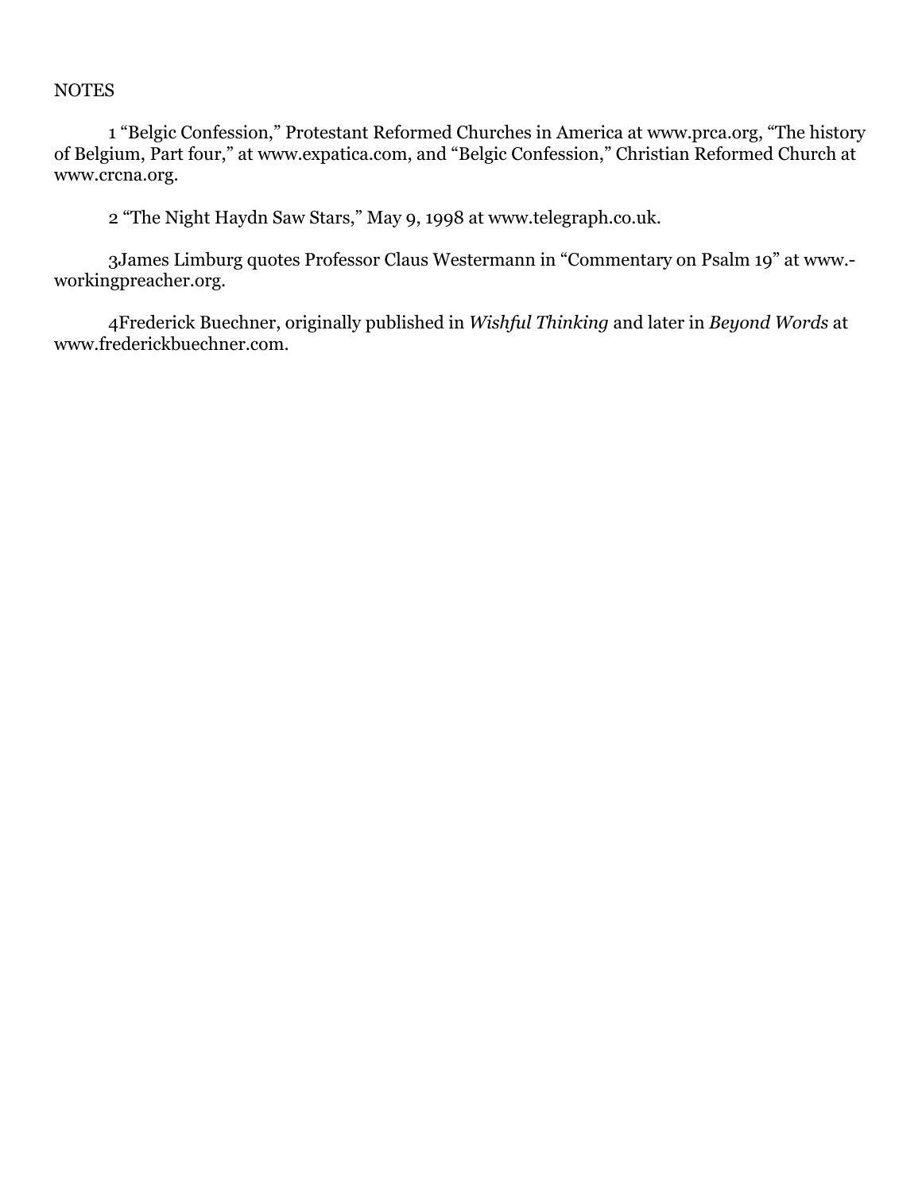NOTES

1 “Belgic Confession,” Protestant Reformed Churches in America at www.prca.org, “The history of Belgium, Part four,” at www.expatica.com, and “Belgic Confession,” Christian Reformed Church at www.crcna.org.

2 “The Night Haydn Saw Stars,” May 9, 1998 at www.telegraph.co.uk.

3James Limburg quotes Professor Claus Westermann in “Commentary on Psalm 19” at www.workingpreacher.org.

4Frederick Buechner, originally published in *Wishful Thinking* and later in *Beyond Words* at www.frederickbuechner.com.